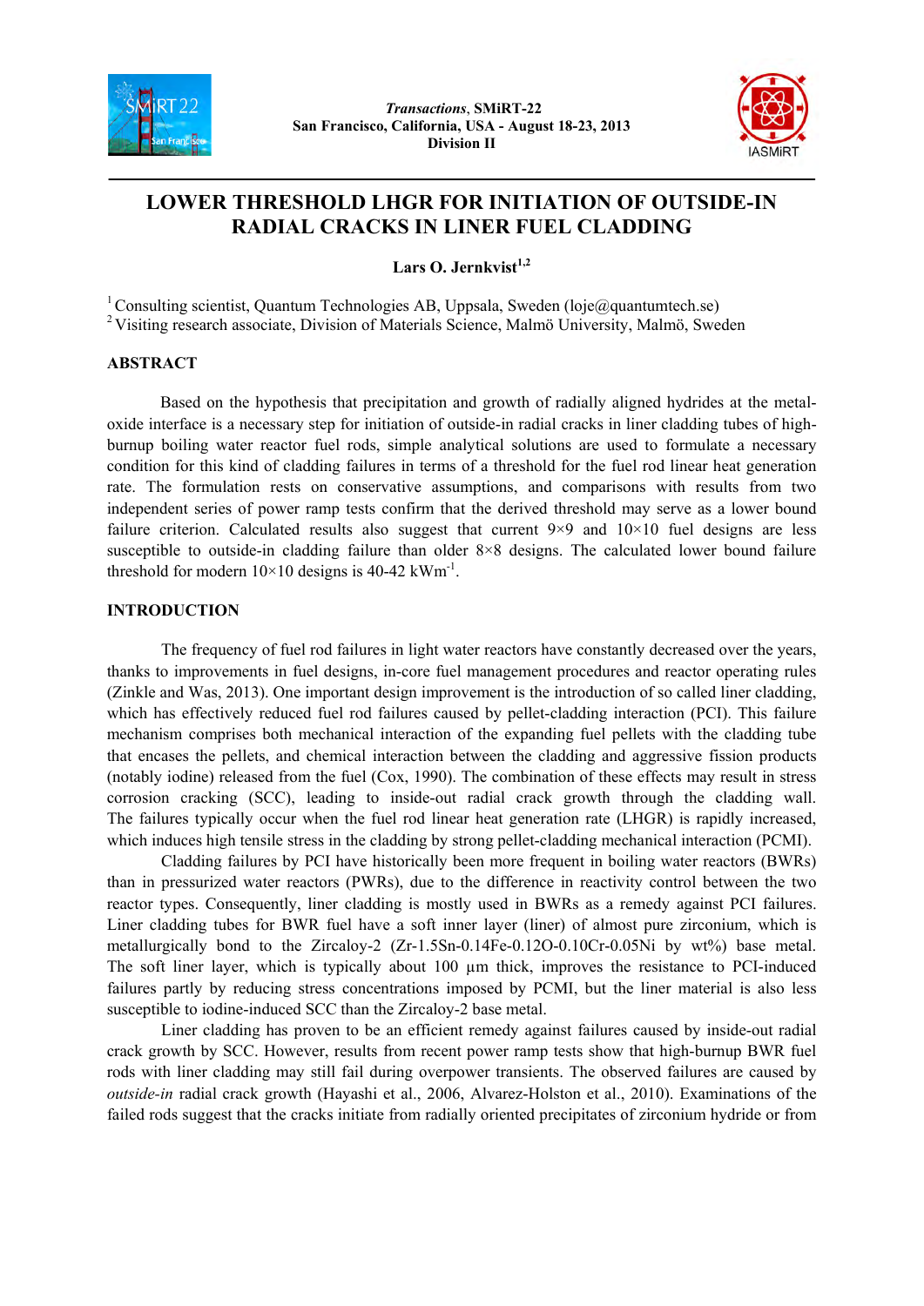# LOWER THRESHOLD LHGR FOR INITIATION OF OUTSIDE-IN RADIAL CRACKS IN LINER FUEL CLADDING

**Lars O. Jernkvist**[1,2]

[1] Consulting scientist, Quantum Technologies AB, Uppsala, Sweden (loje@quantumtech.se)
[2] Visiting research associate, Division of Materials Science, Malmö University, Malmö, Sweden

## ABSTRACT

Based on the hypothesis that precipitation and growth of radially aligned hydrides at the metal-oxide interface is a necessary step for initiation of outside-in radial cracks in liner cladding tubes of high-burnup boiling water reactor fuel rods, simple analytical solutions are used to formulate a necessary condition for this kind of cladding failures in terms of a threshold for the fuel rod linear heat generation rate. The formulation rests on conservative assumptions, and comparisons with results from two independent series of power ramp tests confirm that the derived threshold may serve as a lower bound failure criterion. Calculated results also suggest that current 9×9 and 10×10 fuel designs are less susceptible to outside-in cladding failure than older 8×8 designs. The calculated lower bound failure threshold for modern 10×10 designs is 40-42 $kWm^{-1}$.

## INTRODUCTION

The frequency of fuel rod failures in light water reactors have constantly decreased over the years, thanks to improvements in fuel designs, in-core fuel management procedures and reactor operating rules (Zinkle and Was, 2013). One important design improvement is the introduction of so called liner cladding, which has effectively reduced fuel rod failures caused by pellet-cladding interaction (PCI). This failure mechanism comprises both mechanical interaction of the expanding fuel pellets with the cladding tube that encases the pellets, and chemical interaction between the cladding and aggressive fission products (notably iodine) released from the fuel (Cox, 1990). The combination of these effects may result in stress corrosion cracking (SCC), leading to inside-out radial crack growth through the cladding wall. The failures typically occur when the fuel rod linear heat generation rate (LHGR) is rapidly increased, which induces high tensile stress in the cladding by strong pellet-cladding mechanical interaction (PCMI).

Cladding failures by PCI have historically been more frequent in boiling water reactors (BWRs) than in pressurized water reactors (PWRs), due to the difference in reactivity control between the two reactor types. Consequently, liner cladding is mostly used in BWRs as a remedy against PCI failures. Liner cladding tubes for BWR fuel have a soft inner layer (liner) of almost pure zirconium, which is metallurgically bond to the Zircaloy-2 (Zr-1.5Sn-0.14Fe-0.12O-0.10Cr-0.05Ni by wt%) base metal. The soft liner layer, which is typically about 100 µm thick, improves the resistance to PCI-induced failures partly by reducing stress concentrations imposed by PCMI, but the liner material is also less susceptible to iodine-induced SCC than the Zircaloy-2 base metal.

Liner cladding has proven to be an efficient remedy against failures caused by inside-out radial crack growth by SCC. However, results from recent power ramp tests show that high-burnup BWR fuel rods with liner cladding may still fail during overpower transients. The observed failures are caused by *outside-in* radial crack growth (Hayashi et al., 2006, Alvarez-Holston et al., 2010). Examinations of the failed rods suggest that the cracks initiate from radially oriented precipitates of zirconium hydride or from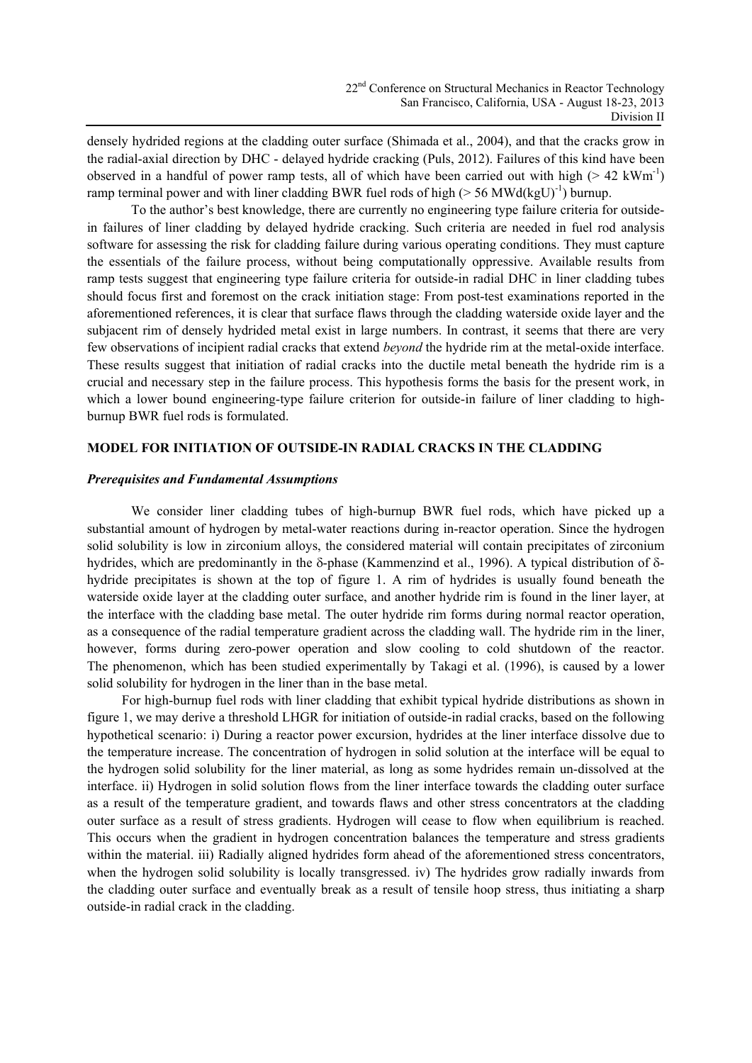densely hydrided regions at the cladding outer surface (Shimada et al., 2004), and that the cracks grow in the radial-axial direction by DHC - delayed hydride cracking (Puls, 2012). Failures of this kind have been observed in a handful of power ramp tests, all of which have been carried out with high (> 42 $kWm^{-1}$) ramp terminal power and with liner cladding BWR fuel rods of high (> 56 $MWd(kgU)^{-1}$) burnup.

To the author's best knowledge, there are currently no engineering type failure criteria for outside-in failures of liner cladding by delayed hydride cracking. Such criteria are needed in fuel rod analysis software for assessing the risk for cladding failure during various operating conditions. They must capture the essentials of the failure process, without being computationally oppressive. Available results from ramp tests suggest that engineering type failure criteria for outside-in radial DHC in liner cladding tubes should focus first and foremost on the crack initiation stage: From post-test examinations reported in the aforementioned references, it is clear that surface flaws through the cladding waterside oxide layer and the subjacent rim of densely hydrided metal exist in large numbers. In contrast, it seems that there are very few observations of incipient radial cracks that extend *beyond* the hydride rim at the metal-oxide interface. These results suggest that initiation of radial cracks into the ductile metal beneath the hydride rim is a crucial and necessary step in the failure process. This hypothesis forms the basis for the present work, in which a lower bound engineering-type failure criterion for outside-in failure of liner cladding to high-burnup BWR fuel rods is formulated.

## MODEL FOR INITIATION OF OUTSIDE-IN RADIAL CRACKS IN THE CLADDING

### *Prerequisites and Fundamental Assumptions*

We consider liner cladding tubes of high-burnup BWR fuel rods, which have picked up a substantial amount of hydrogen by metal-water reactions during in-reactor operation. Since the hydrogen solid solubility is low in zirconium alloys, the considered material will contain precipitates of zirconium hydrides, which are predominantly in the δ-phase (Kammenzind et al., 1996). A typical distribution of δ-hydride precipitates is shown at the top of figure 1. A rim of hydrides is usually found beneath the waterside oxide layer at the cladding outer surface, and another hydride rim is found in the liner layer, at the interface with the cladding base metal. The outer hydride rim forms during normal reactor operation, as a consequence of the radial temperature gradient across the cladding wall. The hydride rim in the liner, however, forms during zero-power operation and slow cooling to cold shutdown of the reactor. The phenomenon, which has been studied experimentally by Takagi et al. (1996), is caused by a lower solid solubility for hydrogen in the liner than in the base metal.

For high-burnup fuel rods with liner cladding that exhibit typical hydride distributions as shown in figure 1, we may derive a threshold LHGR for initiation of outside-in radial cracks, based on the following hypothetical scenario: i) During a reactor power excursion, hydrides at the liner interface dissolve due to the temperature increase. The concentration of hydrogen in solid solution at the interface will be equal to the hydrogen solid solubility for the liner material, as long as some hydrides remain un-dissolved at the interface. ii) Hydrogen in solid solution flows from the liner interface towards the cladding outer surface as a result of the temperature gradient, and towards flaws and other stress concentrators at the cladding outer surface as a result of stress gradients. Hydrogen will cease to flow when equilibrium is reached. This occurs when the gradient in hydrogen concentration balances the temperature and stress gradients within the material. iii) Radially aligned hydrides form ahead of the aforementioned stress concentrators, when the hydrogen solid solubility is locally transgressed. iv) The hydrides grow radially inwards from the cladding outer surface and eventually break as a result of tensile hoop stress, thus initiating a sharp outside-in radial crack in the cladding.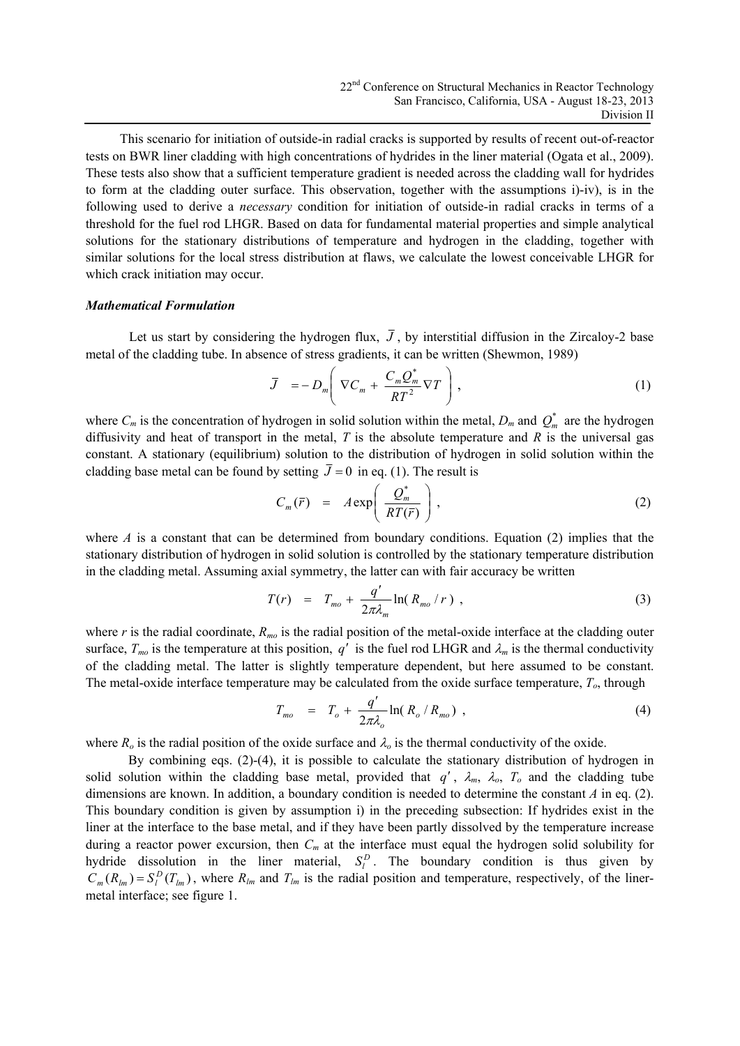This scenario for initiation of outside-in radial cracks is supported by results of recent out-of-reactor tests on BWR liner cladding with high concentrations of hydrides in the liner material (Ogata et al., 2009). These tests also show that a sufficient temperature gradient is needed across the cladding wall for hydrides to form at the cladding outer surface. This observation, together with the assumptions i)-iv), is in the following used to derive a *necessary* condition for initiation of outside-in radial cracks in terms of a threshold for the fuel rod LHGR. Based on data for fundamental material properties and simple analytical solutions for the stationary distributions of temperature and hydrogen in the cladding, together with similar solutions for the local stress distribution at flaws, we calculate the lowest conceivable LHGR for which crack initiation may occur.

### *Mathematical Formulation*

Let us start by considering the hydrogen flux, $\bar{J}$, by interstitial diffusion in the Zircaloy-2 base metal of the cladding tube. In absence of stress gradients, it can be written (Shewmon, 1989)

$$\bar{J} \;\; = - D_m \left( \nabla C_m + \frac{C_m Q_m^*}{RT^2} \nabla T \right) , \tag{1}$$

where $C_m$ is the concentration of hydrogen in solid solution within the metal, $D_m$ and $Q_m^*$ are the hydrogen diffusivity and heat of transport in the metal, $T$ is the absolute temperature and $R$ is the universal gas constant. A stationary (equilibrium) solution to the distribution of hydrogen in solid solution within the cladding base metal can be found by setting $\bar{J} = 0$ in eq. (1). The result is

$$C_m(\bar{r}) \;\; = \;\; A \exp\left( \frac{Q_m^*}{RT(\bar{r})} \right) , \tag{2}$$

where $A$ is a constant that can be determined from boundary conditions. Equation (2) implies that the stationary distribution of hydrogen in solid solution is controlled by the stationary temperature distribution in the cladding metal. Assuming axial symmetry, the latter can with fair accuracy be written

$$T(r) \;\; = \;\; T_{mo} + \frac{q'}{2\pi\lambda_m} \ln( R_{mo} / r ) , \tag{3}$$

where $r$ is the radial coordinate, $R_{mo}$ is the radial position of the metal-oxide interface at the cladding outer surface, $T_{mo}$ is the temperature at this position, $q'$ is the fuel rod LHGR and $\lambda_m$ is the thermal conductivity of the cladding metal. The latter is slightly temperature dependent, but here assumed to be constant. The metal-oxide interface temperature may be calculated from the oxide surface temperature, $T_o$, through

$$T_{mo} \;\; = \;\; T_o + \frac{q'}{2\pi\lambda_o} \ln( R_o / R_{mo} ) , \tag{4}$$

where $R_o$ is the radial position of the oxide surface and $\lambda_o$ is the thermal conductivity of the oxide.

By combining eqs. (2)-(4), it is possible to calculate the stationary distribution of hydrogen in solid solution within the cladding base metal, provided that $q'$, $\lambda_m$, $\lambda_o$, $T_o$ and the cladding tube dimensions are known. In addition, a boundary condition is needed to determine the constant $A$ in eq. (2). This boundary condition is given by assumption i) in the preceding subsection: If hydrides exist in the liner at the interface to the base metal, and if they have been partly dissolved by the temperature increase during a reactor power excursion, then $C_m$ at the interface must equal the hydrogen solid solubility for hydride dissolution in the liner material, $S_l^D$. The boundary condition is thus given by $C_m(R_{lm}) = S_l^D(T_{lm})$, where $R_{lm}$ and $T_{lm}$ is the radial position and temperature, respectively, of the liner-metal interface; see figure 1.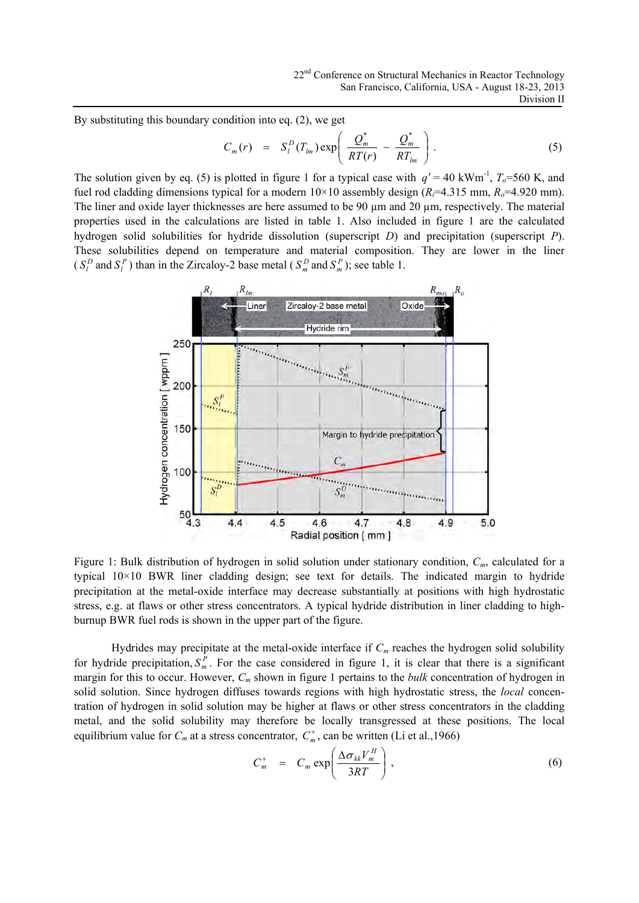By substituting this boundary condition into eq. (2), we get

$$C_m(r) \quad = \quad S_l^D(T_{lm})\exp\left(\frac{Q_m^*}{RT(r)} - \frac{Q_m^*}{RT_{lm}}\right). \tag{5}$$

The solution given by eq. (5) is plotted in figure 1 for a typical case with $q' = 40$ kWm$^{-1}$, $T_o$=560 K, and fuel rod cladding dimensions typical for a modern 10×10 assembly design ($R_i$=4.315 mm, $R_o$=4.920 mm). The liner and oxide layer thicknesses are here assumed to be 90 µm and 20 µm, respectively. The material properties used in the calculations are listed in table 1. Also included in figure 1 are the calculated hydrogen solid solubilities for hydride dissolution (superscript *D*) and precipitation (superscript *P*). These solubilities depend on temperature and material composition. They are lower in the liner ($S_l^D$ and $S_l^P$) than in the Zircaloy-2 base metal ($S_m^D$ and $S_m^P$); see table 1.

Figure 1: Bulk distribution of hydrogen in solid solution under stationary condition, $C_m$, calculated for a typical 10×10 BWR liner cladding design; see text for details. The indicated margin to hydride precipitation at the metal-oxide interface may decrease substantially at positions with high hydrostatic stress, e.g. at flaws or other stress concentrators. A typical hydride distribution in liner cladding to high-burnup BWR fuel rods is shown in the upper part of the figure.

Hydrides may precipitate at the metal-oxide interface if $C_m$ reaches the hydrogen solid solubility for hydride precipitation, $S_m^P$. For the case considered in figure 1, it is clear that there is a significant margin for this to occur. However, $C_m$ shown in figure 1 pertains to the *bulk* concentration of hydrogen in solid solution. Since hydrogen diffuses towards regions with high hydrostatic stress, the *local* concentration of hydrogen in solid solution may be higher at flaws or other stress concentrators in the cladding metal, and the solid solubility may therefore be locally transgressed at these positions. The local equilibrium value for $C_m$ at a stress concentrator, $C_m^+$, can be written (Li et al.,1966)

$$C_m^+ \quad = \quad C_m \exp\left(\frac{\Delta\sigma_{kk}V_m^H}{3RT}\right), \tag{6}$$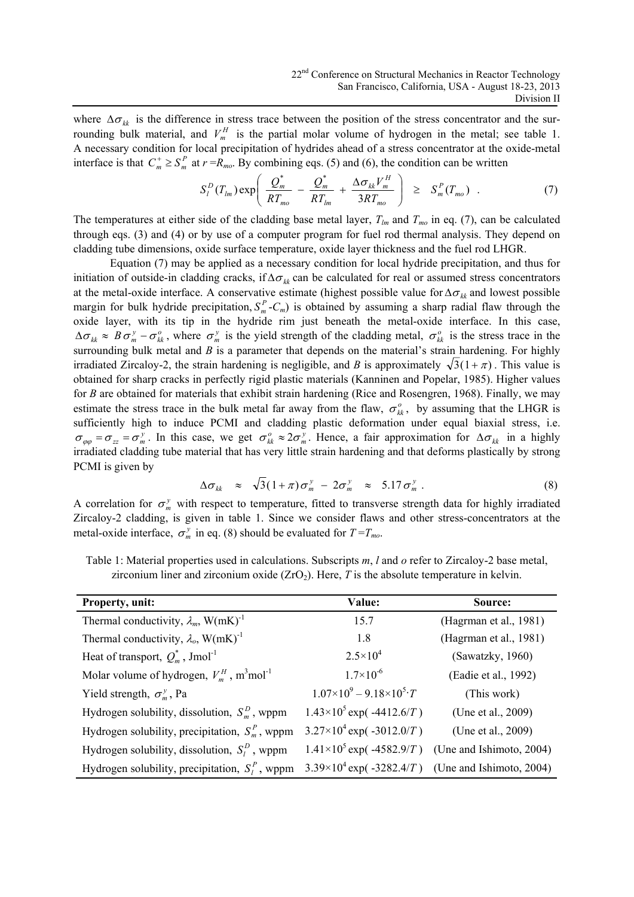where $\Delta\sigma_{kk}$ is the difference in stress trace between the position of the stress concentrator and the surrounding bulk material, and $V_m^H$ is the partial molar volume of hydrogen in the metal; see table 1. A necessary condition for local precipitation of hydrides ahead of a stress concentrator at the oxide-metal interface is that $C_m^+ \geq S_m^P$ at $r = R_{mo}$. By combining eqs. (5) and (6), the condition can be written

$$S_l^D(T_{lm})\exp\left( \frac{Q_m^*}{RT_{mo}} - \frac{Q_m^*}{RT_{lm}} + \frac{\Delta\sigma_{kk}V_m^H}{3RT_{mo}} \right) \geq S_m^P(T_{mo}) \quad . \tag{7}$$

The temperatures at either side of the cladding base metal layer, $T_{lm}$ and $T_{mo}$ in eq. (7), can be calculated through eqs. (3) and (4) or by use of a computer program for fuel rod thermal analysis. They depend on cladding tube dimensions, oxide surface temperature, oxide layer thickness and the fuel rod LHGR.

Equation (7) may be applied as a necessary condition for local hydride precipitation, and thus for initiation of outside-in cladding cracks, if $\Delta\sigma_{kk}$ can be calculated for real or assumed stress concentrators at the metal-oxide interface. A conservative estimate (highest possible value for $\Delta\sigma_{kk}$ and lowest possible margin for bulk hydride precipitation, $S_m^P$-$C_m$) is obtained by assuming a sharp radial flaw through the oxide layer, with its tip in the hydride rim just beneath the metal-oxide interface. In this case, $\Delta\sigma_{kk} \approx B\sigma_m^y - \sigma_{kk}^o$, where $\sigma_m^y$ is the yield strength of the cladding metal, $\sigma_{kk}^o$ is the stress trace in the surrounding bulk metal and $B$ is a parameter that depends on the material's strain hardening. For highly irradiated Zircaloy-2, the strain hardening is negligible, and $B$ is approximately $\sqrt{3}(1+\pi)$. This value is obtained for sharp cracks in perfectly rigid plastic materials (Kanninen and Popelar, 1985). Higher values for $B$ are obtained for materials that exhibit strain hardening (Rice and Rosengren, 1968). Finally, we may estimate the stress trace in the bulk metal far away from the flaw, $\sigma_{kk}^o$, by assuming that the LHGR is sufficiently high to induce PCMI and cladding plastic deformation under equal biaxial stress, i.e. $\sigma_{\varphi\varphi} = \sigma_{zz} = \sigma_m^y$. In this case, we get $\sigma_{kk}^o \approx 2\sigma_m^y$. Hence, a fair approximation for $\Delta\sigma_{kk}$ in a highly irradiated cladding tube material that has very little strain hardening and that deforms plastically by strong PCMI is given by

$$\Delta\sigma_{kk} \approx \sqrt{3}(1+\pi)\sigma_m^y - 2\sigma_m^y \approx 5.17\,\sigma_m^y \ . \tag{8}$$

A correlation for $\sigma_m^y$ with respect to temperature, fitted to transverse strength data for highly irradiated Zircaloy-2 cladding, is given in table 1. Since we consider flaws and other stress-concentrators at the metal-oxide interface, $\sigma_m^y$ in eq. (8) should be evaluated for $T = T_{mo}$.

Table 1: Material properties used in calculations. Subscripts $m$, $l$ and $o$ refer to Zircaloy-2 base metal, zirconium liner and zirconium oxide ($ZrO_2$). Here, $T$ is the absolute temperature in kelvin.

| Property, unit: | Value: | Source: |
|---|---|---|
| Thermal conductivity, $\lambda_m$, W(mK)$^{-1}$ | 15.7 | (Hagrman et al., 1981) |
| Thermal conductivity, $\lambda_o$, W(mK)$^{-1}$ | 1.8 | (Hagrman et al., 1981) |
| Heat of transport, $Q_m^*$, Jmol$^{-1}$ | $2.5\times10^4$ | (Sawatzky, 1960) |
| Molar volume of hydrogen, $V_m^H$, m$^3$mol$^{-1}$ | $1.7\times10^{-6}$ | (Eadie et al., 1992) |
| Yield strength, $\sigma_m^y$, Pa | $1.07\times10^9 - 9.18\times10^5\cdot T$ | (This work) |
| Hydrogen solubility, dissolution, $S_m^D$, wppm | $1.43\times10^5\exp(-4412.6/T)$ | (Une et al., 2009) |
| Hydrogen solubility, precipitation, $S_m^P$, wppm | $3.27\times10^4\exp(-3012.0/T)$ | (Une et al., 2009) |
| Hydrogen solubility, dissolution, $S_l^D$, wppm | $1.41\times10^5\exp(-4582.9/T)$ | (Une and Ishimoto, 2004) |
| Hydrogen solubility, precipitation, $S_l^P$, wppm | $3.39\times10^4\exp(-3282.4/T)$ | (Une and Ishimoto, 2004) |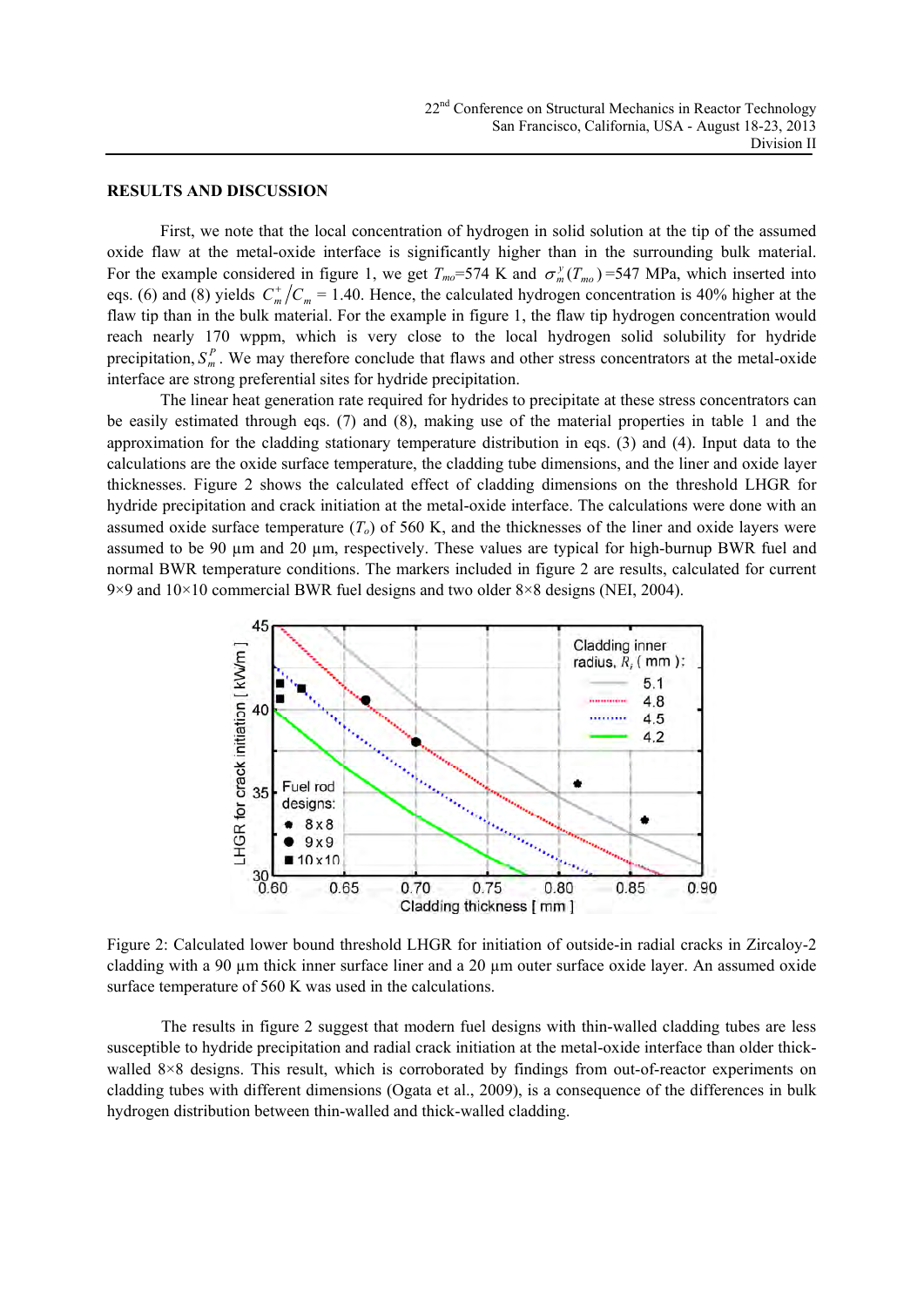## RESULTS AND DISCUSSION

First, we note that the local concentration of hydrogen in solid solution at the tip of the assumed oxide flaw at the metal-oxide interface is significantly higher than in the surrounding bulk material. For the example considered in figure 1, we get $T_{mo}$=574 K and $\sigma_m^y(T_{mo})$ =547 MPa, which inserted into eqs. (6) and (8) yields $C_m^+/C_m$ = 1.40. Hence, the calculated hydrogen concentration is 40% higher at the flaw tip than in the bulk material. For the example in figure 1, the flaw tip hydrogen concentration would reach nearly 170 wppm, which is very close to the local hydrogen solid solubility for hydride precipitation, $S_m^P$. We may therefore conclude that flaws and other stress concentrators at the metal-oxide interface are strong preferential sites for hydride precipitation.

The linear heat generation rate required for hydrides to precipitate at these stress concentrators can be easily estimated through eqs. (7) and (8), making use of the material properties in table 1 and the approximation for the cladding stationary temperature distribution in eqs. (3) and (4). Input data to the calculations are the oxide surface temperature, the cladding tube dimensions, and the liner and oxide layer thicknesses. Figure 2 shows the calculated effect of cladding dimensions on the threshold LHGR for hydride precipitation and crack initiation at the metal-oxide interface. The calculations were done with an assumed oxide surface temperature ($T_o$) of 560 K, and the thicknesses of the liner and oxide layers were assumed to be 90 µm and 20 µm, respectively. These values are typical for high-burnup BWR fuel and normal BWR temperature conditions. The markers included in figure 2 are results, calculated for current 9×9 and 10×10 commercial BWR fuel designs and two older 8×8 designs (NEI, 2004).

Figure 2: Calculated lower bound threshold LHGR for initiation of outside-in radial cracks in Zircaloy-2 cladding with a 90 µm thick inner surface liner and a 20 µm outer surface oxide layer. An assumed oxide surface temperature of 560 K was used in the calculations.

The results in figure 2 suggest that modern fuel designs with thin-walled cladding tubes are less susceptible to hydride precipitation and radial crack initiation at the metal-oxide interface than older thick-walled 8×8 designs. This result, which is corroborated by findings from out-of-reactor experiments on cladding tubes with different dimensions (Ogata et al., 2009), is a consequence of the differences in bulk hydrogen distribution between thin-walled and thick-walled cladding.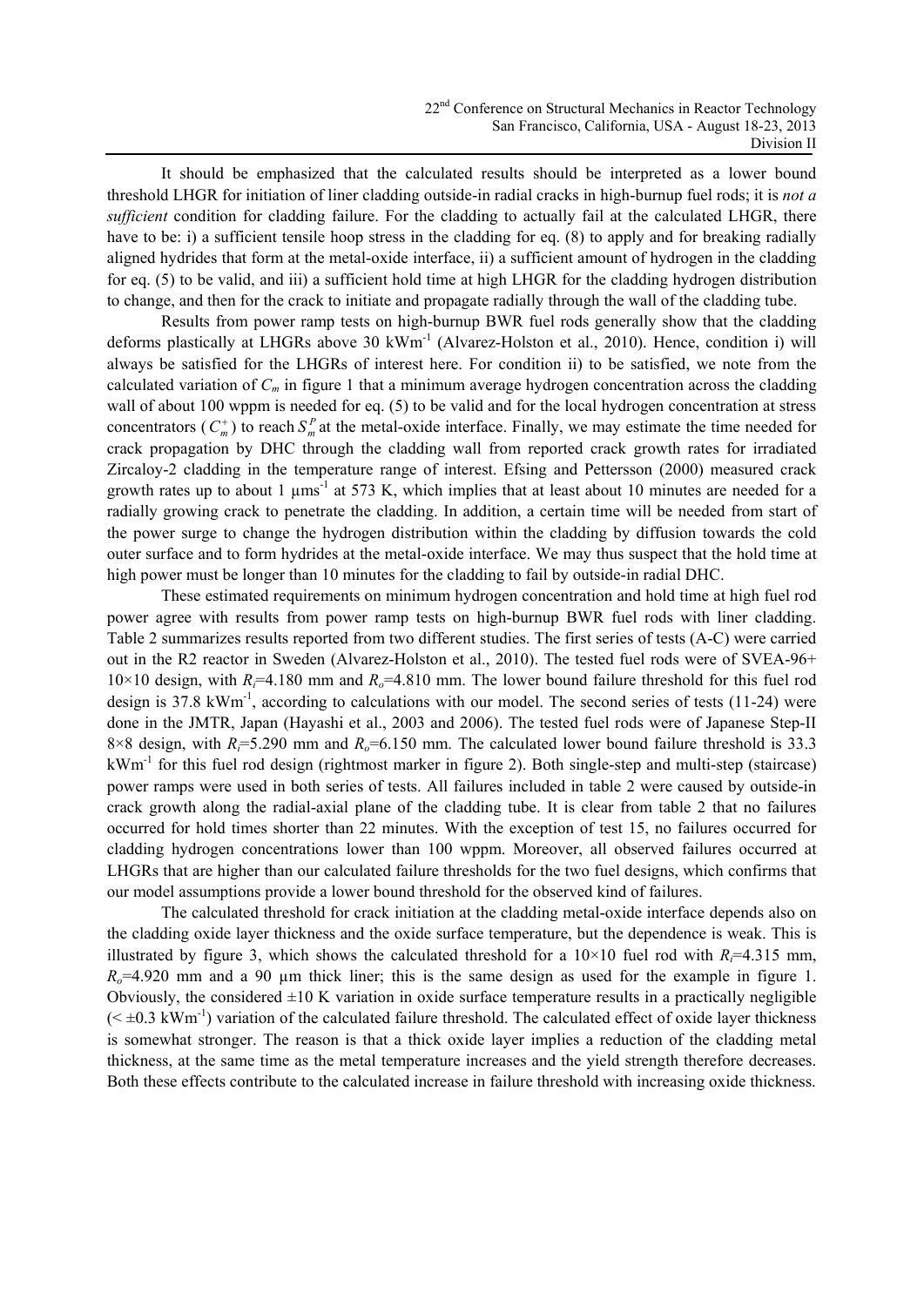It should be emphasized that the calculated results should be interpreted as a lower bound threshold LHGR for initiation of liner cladding outside-in radial cracks in high-burnup fuel rods; it is *not a sufficient* condition for cladding failure. For the cladding to actually fail at the calculated LHGR, there have to be: i) a sufficient tensile hoop stress in the cladding for eq. (8) to apply and for breaking radially aligned hydrides that form at the metal-oxide interface, ii) a sufficient amount of hydrogen in the cladding for eq. (5) to be valid, and iii) a sufficient hold time at high LHGR for the cladding hydrogen distribution to change, and then for the crack to initiate and propagate radially through the wall of the cladding tube.

Results from power ramp tests on high-burnup BWR fuel rods generally show that the cladding deforms plastically at LHGRs above 30 kWm$^{-1}$ (Alvarez-Holston et al., 2010). Hence, condition i) will always be satisfied for the LHGRs of interest here. For condition ii) to be satisfied, we note from the calculated variation of $C_m$ in figure 1 that a minimum average hydrogen concentration across the cladding wall of about 100 wppm is needed for eq. (5) to be valid and for the local hydrogen concentration at stress concentrators ($C_m^+$) to reach $S_m^P$ at the metal-oxide interface. Finally, we may estimate the time needed for crack propagation by DHC through the cladding wall from reported crack growth rates for irradiated Zircaloy-2 cladding in the temperature range of interest. Efsing and Pettersson (2000) measured crack growth rates up to about 1 μms$^{-1}$ at 573 K, which implies that at least about 10 minutes are needed for a radially growing crack to penetrate the cladding. In addition, a certain time will be needed from start of the power surge to change the hydrogen distribution within the cladding by diffusion towards the cold outer surface and to form hydrides at the metal-oxide interface. We may thus suspect that the hold time at high power must be longer than 10 minutes for the cladding to fail by outside-in radial DHC.

These estimated requirements on minimum hydrogen concentration and hold time at high fuel rod power agree with results from power ramp tests on high-burnup BWR fuel rods with liner cladding. Table 2 summarizes results reported from two different studies. The first series of tests (A-C) were carried out in the R2 reactor in Sweden (Alvarez-Holston et al., 2010). The tested fuel rods were of SVEA-96+ 10×10 design, with $R_i$=4.180 mm and $R_o$=4.810 mm. The lower bound failure threshold for this fuel rod design is 37.8 kWm$^{-1}$, according to calculations with our model. The second series of tests (11-24) were done in the JMTR, Japan (Hayashi et al., 2003 and 2006). The tested fuel rods were of Japanese Step-II 8×8 design, with $R_i$=5.290 mm and $R_o$=6.150 mm. The calculated lower bound failure threshold is 33.3 kWm$^{-1}$ for this fuel rod design (rightmost marker in figure 2). Both single-step and multi-step (staircase) power ramps were used in both series of tests. All failures included in table 2 were caused by outside-in crack growth along the radial-axial plane of the cladding tube. It is clear from table 2 that no failures occurred for hold times shorter than 22 minutes. With the exception of test 15, no failures occurred for cladding hydrogen concentrations lower than 100 wppm. Moreover, all observed failures occurred at LHGRs that are higher than our calculated failure thresholds for the two fuel designs, which confirms that our model assumptions provide a lower bound threshold for the observed kind of failures.

The calculated threshold for crack initiation at the cladding metal-oxide interface depends also on the cladding oxide layer thickness and the oxide surface temperature, but the dependence is weak. This is illustrated by figure 3, which shows the calculated threshold for a 10×10 fuel rod with $R_i$=4.315 mm, $R_o$=4.920 mm and a 90 μm thick liner; this is the same design as used for the example in figure 1. Obviously, the considered ±10 K variation in oxide surface temperature results in a practically negligible (< ±0.3 kWm$^{-1}$) variation of the calculated failure threshold. The calculated effect of oxide layer thickness is somewhat stronger. The reason is that a thick oxide layer implies a reduction of the cladding metal thickness, at the same time as the metal temperature increases and the yield strength therefore decreases. Both these effects contribute to the calculated increase in failure threshold with increasing oxide thickness.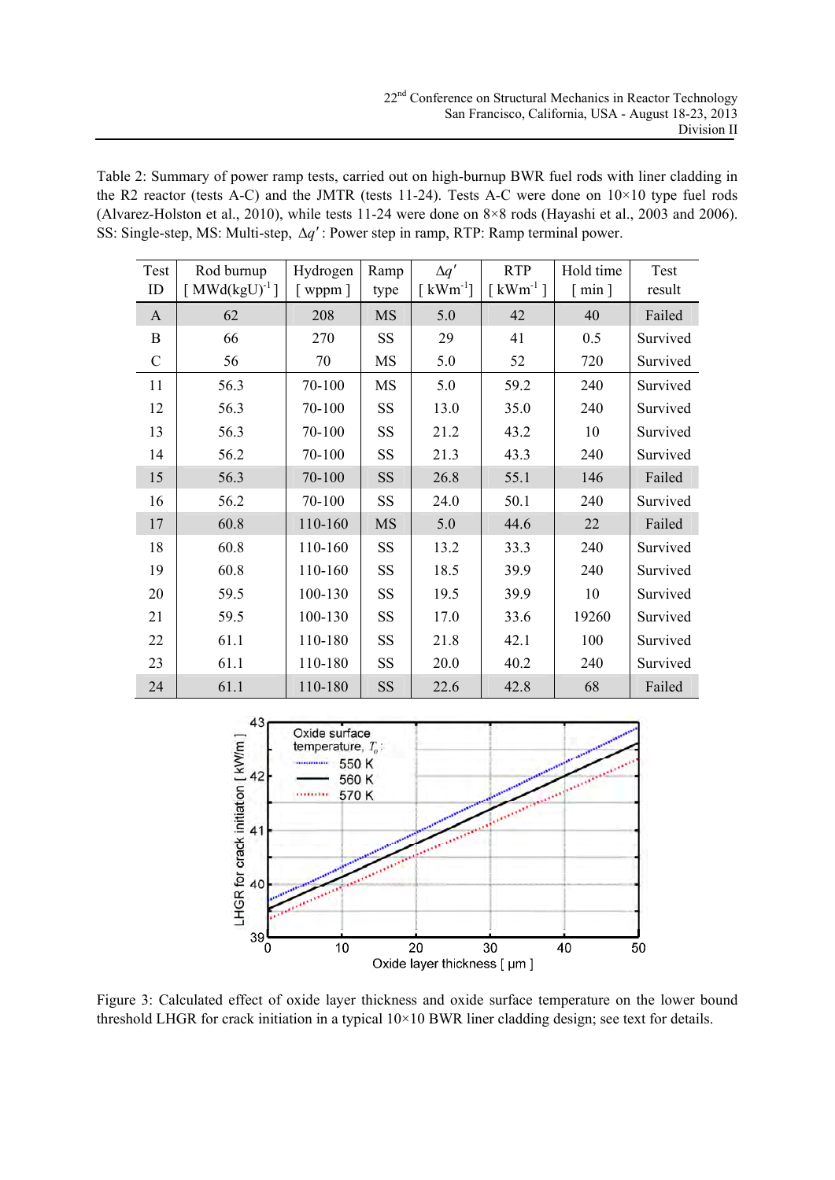Table 2: Summary of power ramp tests, carried out on high-burnup BWR fuel rods with liner cladding in the R2 reactor (tests A-C) and the JMTR (tests 11-24). Tests A-C were done on 10×10 type fuel rods (Alvarez-Holston et al., 2010), while tests 11-24 were done on 8×8 rods (Hayashi et al., 2003 and 2006). SS: Single-step, MS: Multi-step, $\Delta q'$ : Power step in ramp, RTP: Ramp terminal power.

| Test ID | Rod burnup [ MWd(kgU)$^{-1}$ ] | Hydrogen [ wppm ] | Ramp type | $\Delta q'$ [ kWm$^{-1}$] | RTP [ kWm$^{-1}$ ] | Hold time [ min ] | Test result |
|---|---|---|---|---|---|---|---|
| A | 62 | 208 | MS | 5.0 | 42 | 40 | Failed |
| B | 66 | 270 | SS | 29 | 41 | 0.5 | Survived |
| C | 56 | 70 | MS | 5.0 | 52 | 720 | Survived |
| 11 | 56.3 | 70-100 | MS | 5.0 | 59.2 | 240 | Survived |
| 12 | 56.3 | 70-100 | SS | 13.0 | 35.0 | 240 | Survived |
| 13 | 56.3 | 70-100 | SS | 21.2 | 43.2 | 10 | Survived |
| 14 | 56.2 | 70-100 | SS | 21.3 | 43.3 | 240 | Survived |
| 15 | 56.3 | 70-100 | SS | 26.8 | 55.1 | 146 | Failed |
| 16 | 56.2 | 70-100 | SS | 24.0 | 50.1 | 240 | Survived |
| 17 | 60.8 | 110-160 | MS | 5.0 | 44.6 | 22 | Failed |
| 18 | 60.8 | 110-160 | SS | 13.2 | 33.3 | 240 | Survived |
| 19 | 60.8 | 110-160 | SS | 18.5 | 39.9 | 240 | Survived |
| 20 | 59.5 | 100-130 | SS | 19.5 | 39.9 | 10 | Survived |
| 21 | 59.5 | 100-130 | SS | 17.0 | 33.6 | 19260 | Survived |
| 22 | 61.1 | 110-180 | SS | 21.8 | 42.1 | 100 | Survived |
| 23 | 61.1 | 110-180 | SS | 20.0 | 40.2 | 240 | Survived |
| 24 | 61.1 | 110-180 | SS | 22.6 | 42.8 | 68 | Failed |

Figure 3: Calculated effect of oxide layer thickness and oxide surface temperature on the lower bound threshold LHGR for crack initiation in a typical 10×10 BWR liner cladding design; see text for details.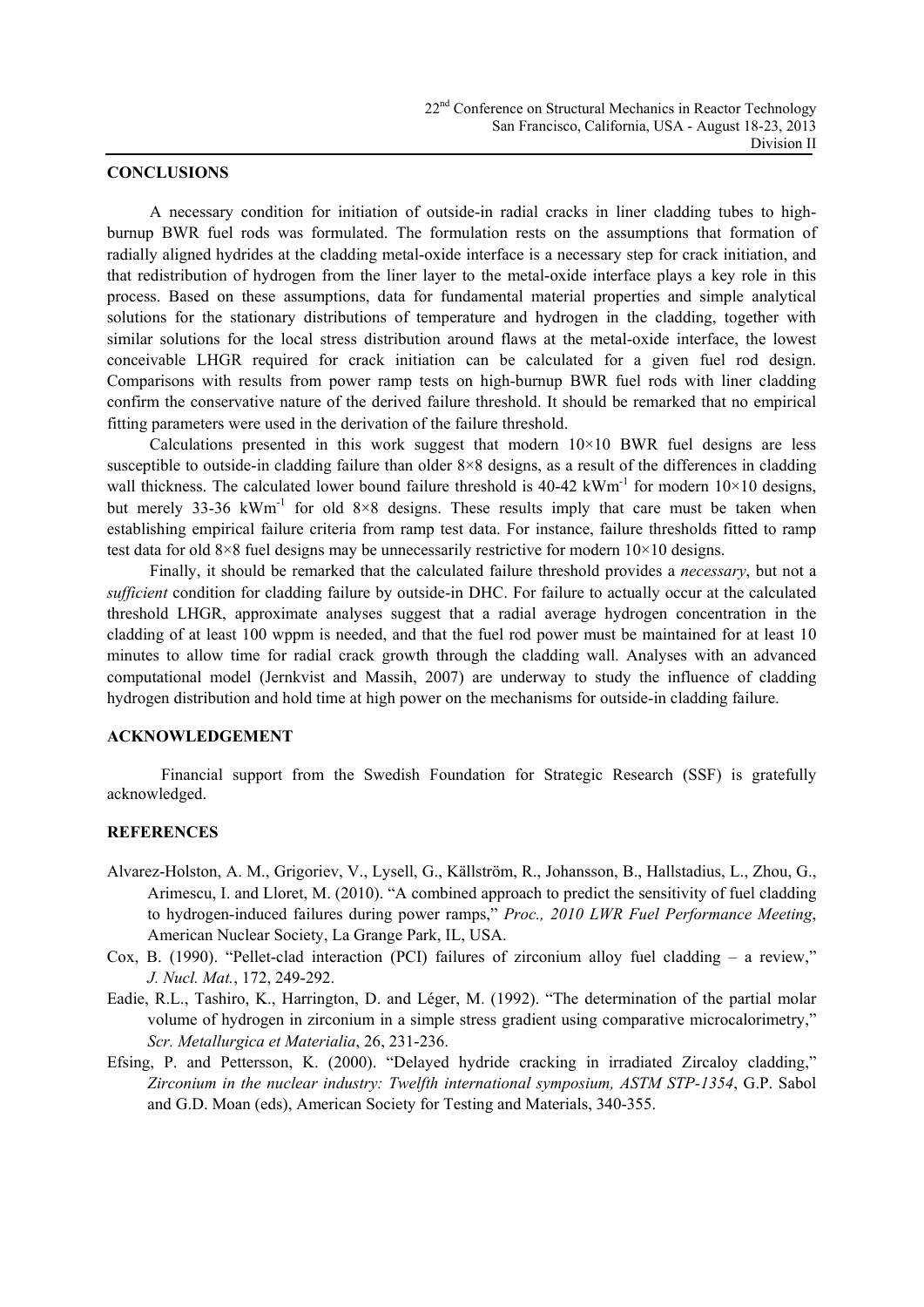## CONCLUSIONS

A necessary condition for initiation of outside-in radial cracks in liner cladding tubes to high-burnup BWR fuel rods was formulated. The formulation rests on the assumptions that formation of radially aligned hydrides at the cladding metal-oxide interface is a necessary step for crack initiation, and that redistribution of hydrogen from the liner layer to the metal-oxide interface plays a key role in this process. Based on these assumptions, data for fundamental material properties and simple analytical solutions for the stationary distributions of temperature and hydrogen in the cladding, together with similar solutions for the local stress distribution around flaws at the metal-oxide interface, the lowest conceivable LHGR required for crack initiation can be calculated for a given fuel rod design. Comparisons with results from power ramp tests on high-burnup BWR fuel rods with liner cladding confirm the conservative nature of the derived failure threshold. It should be remarked that no empirical fitting parameters were used in the derivation of the failure threshold.

Calculations presented in this work suggest that modern 10×10 BWR fuel designs are less susceptible to outside-in cladding failure than older 8×8 designs, as a result of the differences in cladding wall thickness. The calculated lower bound failure threshold is 40-42 $kWm^{-1}$ for modern 10×10 designs, but merely 33-36 $kWm^{-1}$ for old 8×8 designs. These results imply that care must be taken when establishing empirical failure criteria from ramp test data. For instance, failure thresholds fitted to ramp test data for old 8×8 fuel designs may be unnecessarily restrictive for modern 10×10 designs.

Finally, it should be remarked that the calculated failure threshold provides a *necessary*, but not a *sufficient* condition for cladding failure by outside-in DHC. For failure to actually occur at the calculated threshold LHGR, approximate analyses suggest that a radial average hydrogen concentration in the cladding of at least 100 wppm is needed, and that the fuel rod power must be maintained for at least 10 minutes to allow time for radial crack growth through the cladding wall. Analyses with an advanced computational model (Jernkvist and Massih, 2007) are underway to study the influence of cladding hydrogen distribution and hold time at high power on the mechanisms for outside-in cladding failure.

## ACKNOWLEDGEMENT

Financial support from the Swedish Foundation for Strategic Research (SSF) is gratefully acknowledged.

## REFERENCES

Alvarez-Holston, A. M., Grigoriev, V., Lysell, G., Källström, R., Johansson, B., Hallstadius, L., Zhou, G., Arimescu, I. and Lloret, M. (2010). "A combined approach to predict the sensitivity of fuel cladding to hydrogen-induced failures during power ramps," *Proc., 2010 LWR Fuel Performance Meeting*, American Nuclear Society, La Grange Park, IL, USA.

Cox, B. (1990). "Pellet-clad interaction (PCI) failures of zirconium alloy fuel cladding – a review," *J. Nucl. Mat.*, 172, 249-292.

Eadie, R.L., Tashiro, K., Harrington, D. and Léger, M. (1992). "The determination of the partial molar volume of hydrogen in zirconium in a simple stress gradient using comparative microcalorimetry," *Scr. Metallurgica et Materialia*, 26, 231-236.

Efsing, P. and Pettersson, K. (2000). "Delayed hydride cracking in irradiated Zircaloy cladding," *Zirconium in the nuclear industry: Twelfth international symposium, ASTM STP-1354*, G.P. Sabol and G.D. Moan (eds), American Society for Testing and Materials, 340-355.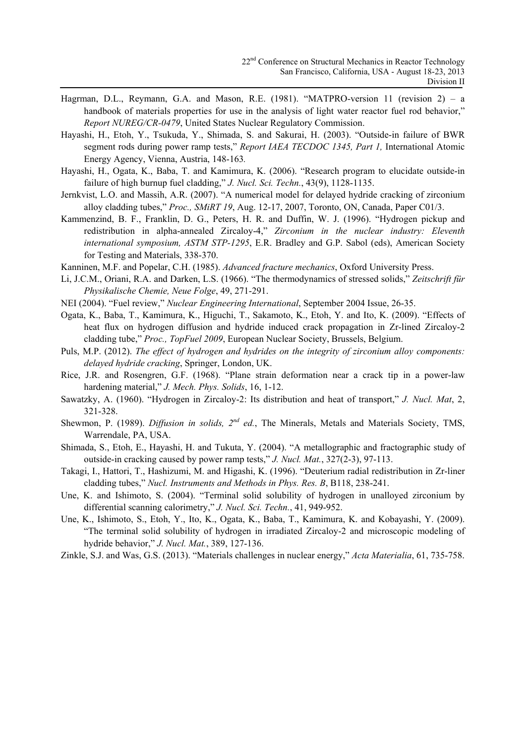Hagrman, D.L., Reymann, G.A. and Mason, R.E. (1981). "MATPRO-version 11 (revision 2) – a handbook of materials properties for use in the analysis of light water reactor fuel rod behavior," *Report NUREG/CR-0479*, United States Nuclear Regulatory Commission.

Hayashi, H., Etoh, Y., Tsukuda, Y., Shimada, S. and Sakurai, H. (2003). "Outside-in failure of BWR segment rods during power ramp tests," *Report IAEA TECDOC 1345, Part 1,* International Atomic Energy Agency, Vienna, Austria, 148-163*.*

Hayashi, H., Ogata, K., Baba, T. and Kamimura, K. (2006). "Research program to elucidate outside-in failure of high burnup fuel cladding," *J. Nucl. Sci. Techn.*, 43(9), 1128-1135.

Jernkvist, L.O. and Massih, A.R. (2007). "A numerical model for delayed hydride cracking of zirconium alloy cladding tubes," *Proc., SMiRT 19*, Aug. 12-17, 2007, Toronto, ON, Canada, Paper C01/3.

Kammenzind, B. F., Franklin, D. G., Peters, H. R. and Duffin, W. J. (1996). "Hydrogen pickup and redistribution in alpha-annealed Zircaloy-4," *Zirconium in the nuclear industry: Eleventh international symposium, ASTM STP-1295*, E.R. Bradley and G.P. Sabol (eds), American Society for Testing and Materials, 338-370.

Kanninen, M.F. and Popelar, C.H. (1985). *Advanced fracture mechanics*, Oxford University Press.

Li, J.C.M., Oriani, R.A. and Darken, L.S. (1966). "The thermodynamics of stressed solids," *Zeitschrift für Physikalische Chemie, Neue Folge*, 49, 271-291.

NEI (2004). "Fuel review," *Nuclear Engineering International*, September 2004 Issue, 26-35.

Ogata, K., Baba, T., Kamimura, K., Higuchi, T., Sakamoto, K., Etoh, Y. and Ito, K. (2009). "Effects of heat flux on hydrogen diffusion and hydride induced crack propagation in Zr-lined Zircaloy-2 cladding tube," *Proc., TopFuel 2009*, European Nuclear Society, Brussels, Belgium.

Puls, M.P. (2012). *The effect of hydrogen and hydrides on the integrity of zirconium alloy components: delayed hydride cracking*, Springer, London, UK.

Rice, J.R. and Rosengren, G.F. (1968). "Plane strain deformation near a crack tip in a power-law hardening material," *J. Mech. Phys. Solids*, 16, 1-12.

Sawatzky, A. (1960). "Hydrogen in Zircaloy-2: Its distribution and heat of transport," *J. Nucl. Mat*, 2, 321-328.

Shewmon, P. (1989). *Diffusion in solids, 2nd ed.*, The Minerals, Metals and Materials Society, TMS, Warrendale, PA, USA.

Shimada, S., Etoh, E., Hayashi, H. and Tukuta, Y. (2004). "A metallographic and fractographic study of outside-in cracking caused by power ramp tests," *J. Nucl. Mat.*, 327(2-3), 97-113.

Takagi, I., Hattori, T., Hashizumi, M. and Higashi, K. (1996). "Deuterium radial redistribution in Zr-liner cladding tubes," *Nucl. Instruments and Methods in Phys. Res. B*, B118, 238-241.

Une, K. and Ishimoto, S. (2004). "Terminal solid solubility of hydrogen in unalloyed zirconium by differential scanning calorimetry," *J. Nucl. Sci. Techn.*, 41, 949-952.

Une, K., Ishimoto, S., Etoh, Y., Ito, K., Ogata, K., Baba, T., Kamimura, K. and Kobayashi, Y. (2009). "The terminal solid solubility of hydrogen in irradiated Zircaloy-2 and microscopic modeling of hydride behavior," *J. Nucl. Mat.*, 389, 127-136.

Zinkle, S.J. and Was, G.S. (2013). "Materials challenges in nuclear energy," *Acta Materialia*, 61, 735-758.